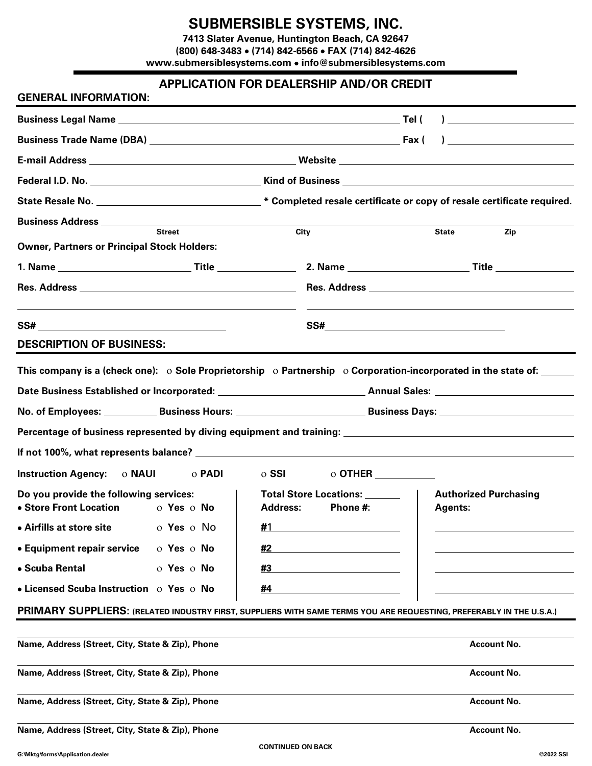# SUBMERSIBLE SYSTEMS, INC.

**7413 Slater Avenue, Huntington Beach, CA 92647**
**(800) 648-3483 • (714) 842-6566 • FAX (714) 842-4626**
**www.submersiblesystems.com • info@submersiblesystems.com**

## APPLICATION FOR DEALERSHIP AND/OR CREDIT

### GENERAL INFORMATION:

**Business Legal Name** ______________________________ **Tel (    )** ______________

**Business Trade Name (DBA)** ______________________________ **Fax (    )** ______________

**E-mail Address** ______________________ **Website** ______________________

**Federal I.D. No.** ______________________ **Kind of Business** ______________________

**State Resale No.** ______________________ **\* Completed resale certificate or copy of resale certificate required.**

**Business Address** ________________________________________________
Street / City / State / Zip

**Owner, Partners or Principal Stock Holders:**

**1. Name** ______________ **Title** __________ **2. Name** ______________ **Title** __________

**Res. Address** ______________________ **Res. Address** ______________________

______________________ ______________________

**SS#** ______________________ **SS#** ______________________

### DESCRIPTION OF BUSINESS:

**This company is a (check one):** ○ **Sole Proprietorship** ○ **Partnership** ○ **Corporation-incorporated in the state of:** ______

**Date Business Established or Incorporated:** ______________ **Annual Sales:** ______________

**No. of Employees:** ______ **Business Hours:** ______________ **Business Days:** ______________

**Percentage of business represented by diving equipment and training:** ______________________

**If not 100%, what represents balance?** ______________________________________

**Instruction Agency:** ○ **NAUI** ○ **PADI** ○ **SSI** ○ **OTHER** ________

**Do you provide the following services:**

- **Store Front Location** ○ **Yes** ○ **No**
- **Airfills at store site** ○ **Yes** ○ No
- **Equipment repair service** ○ **Yes** ○ **No**
- **Scuba Rental** ○ **Yes** ○ **No**
- **Licensed Scuba Instruction** ○ **Yes** ○ **No**

**Total Store Locations:** ______

**Address: Phone #:**

**#**1 ______________________

**#2** ______________________

**#3** ______________________

**#4** ______________________

**Authorized Purchasing Agents:**

______________________

______________________

______________________

______________________

### PRIMARY SUPPLIERS: (RELATED INDUSTRY FIRST, SUPPLIERS WITH SAME TERMS YOU ARE REQUESTING, PREFERABLY IN THE U.S.A.)

| Name, Address (Street, City, State & Zip), Phone | Account No. |
|---|---|
| | |
| | |
| | |
| | |

**CONTINUED ON BACK**

G:\Mktg\forms\Application.dealer ©2022 SSI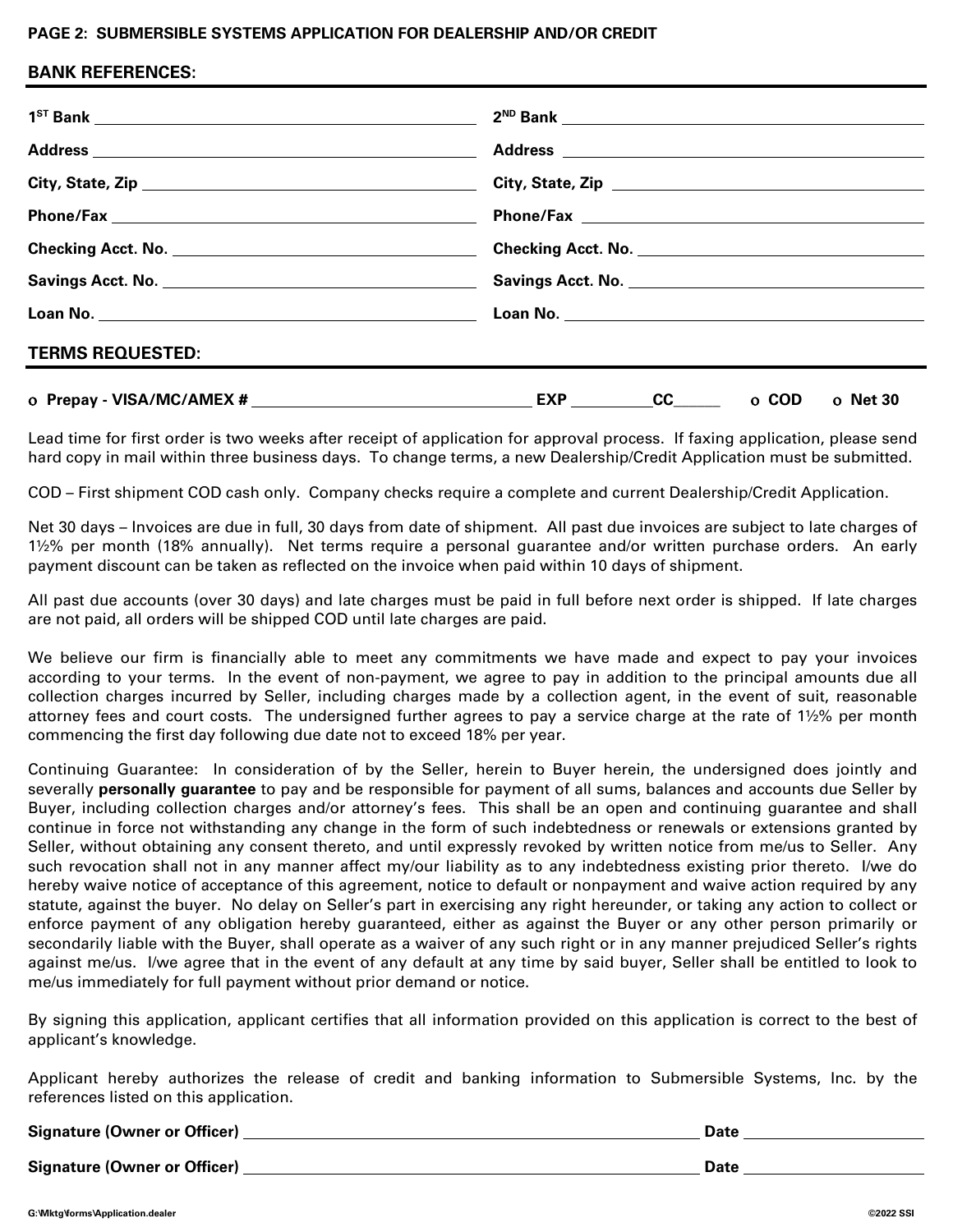**PAGE 2: SUBMERSIBLE SYSTEMS APPLICATION FOR DEALERSHIP AND/OR CREDIT**

## BANK REFERENCES:

| | |
|---|---|
| **1ST Bank** ______________________ | **2ND Bank** ______________________ |
| **Address** ______________________ | **Address** ______________________ |
| **City, State, Zip** ______________________ | **City, State, Zip** ______________________ |
| **Phone/Fax** ______________________ | **Phone/Fax** ______________________ |
| **Checking Acct. No.** ______________________ | **Checking Acct. No.** ______________________ |
| **Savings Acct. No.** ______________________ | **Savings Acct. No.** ______________________ |
| **Loan No.** ______________________ | **Loan No.** ______________________ |

## TERMS REQUESTED:

**o Prepay - VISA/MC/AMEX #** ______________________ **EXP** __________ **CC**______ **o COD** **o Net 30**

Lead time for first order is two weeks after receipt of application for approval process. If faxing application, please send hard copy in mail within three business days. To change terms, a new Dealership/Credit Application must be submitted.

COD – First shipment COD cash only. Company checks require a complete and current Dealership/Credit Application.

Net 30 days – Invoices are due in full, 30 days from date of shipment. All past due invoices are subject to late charges of 1½% per month (18% annually). Net terms require a personal guarantee and/or written purchase orders. An early payment discount can be taken as reflected on the invoice when paid within 10 days of shipment.

All past due accounts (over 30 days) and late charges must be paid in full before next order is shipped. If late charges are not paid, all orders will be shipped COD until late charges are paid.

We believe our firm is financially able to meet any commitments we have made and expect to pay your invoices according to your terms. In the event of non-payment, we agree to pay in addition to the principal amounts due all collection charges incurred by Seller, including charges made by a collection agent, in the event of suit, reasonable attorney fees and court costs. The undersigned further agrees to pay a service charge at the rate of 1½% per month commencing the first day following due date not to exceed 18% per year.

Continuing Guarantee: In consideration of by the Seller, herein to Buyer herein, the undersigned does jointly and severally **personally guarantee** to pay and be responsible for payment of all sums, balances and accounts due Seller by Buyer, including collection charges and/or attorney's fees. This shall be an open and continuing guarantee and shall continue in force not withstanding any change in the form of such indebtedness or renewals or extensions granted by Seller, without obtaining any consent thereto, and until expressly revoked by written notice from me/us to Seller. Any such revocation shall not in any manner affect my/our liability as to any indebtedness existing prior thereto. I/we do hereby waive notice of acceptance of this agreement, notice to default or nonpayment and waive action required by any statute, against the buyer. No delay on Seller's part in exercising any right hereunder, or taking any action to collect or enforce payment of any obligation hereby guaranteed, either as against the Buyer or any other person primarily or secondarily liable with the Buyer, shall operate as a waiver of any such right or in any manner prejudiced Seller's rights against me/us. I/we agree that in the event of any default at any time by said buyer, Seller shall be entitled to look to me/us immediately for full payment without prior demand or notice.

By signing this application, applicant certifies that all information provided on this application is correct to the best of applicant's knowledge.

Applicant hereby authorizes the release of credit and banking information to Submersible Systems, Inc. by the references listed on this application.

**Signature (Owner or Officer)** ______________________________ **Date** ______________

**Signature (Owner or Officer)** ______________________________ **Date** ______________

G:\Mktg\forms\Application.dealer ©2022 SSI